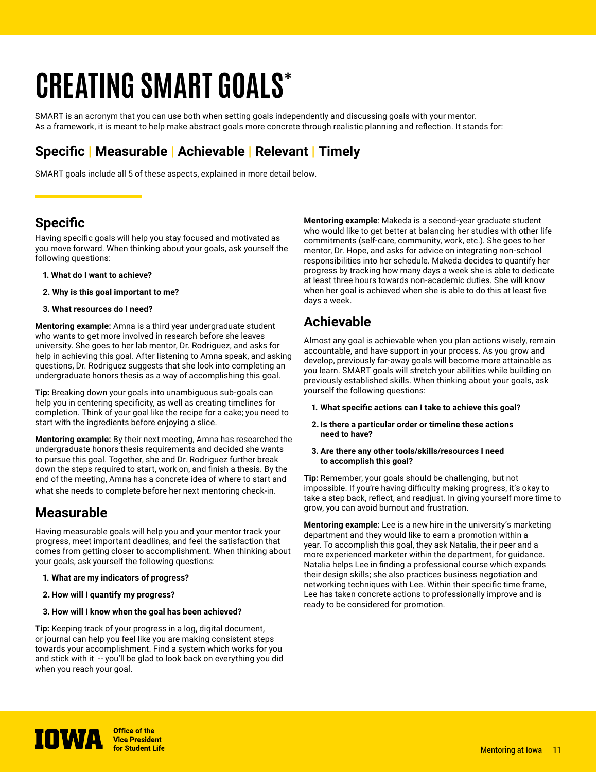# CREATING SMART GOALS*

SMART is an acronym that you can use both when setting goals independently and discussing goals with your mentor. As a framework, it is meant to help make abstract goals more concrete through realistic planning and reflection. It stands for:

## Specific | Measurable | Achievable | Relevant | Timely

SMART goals include all 5 of these aspects, explained in more detail below.

## Specific

Having specific goals will help you stay focused and motivated as you move forward. When thinking about your goals, ask yourself the following questions:

1. **What do I want to achieve?**
2. **Why is this goal important to me?**
3. **What resources do I need?**

**Mentoring example:** Amna is a third year undergraduate student who wants to get more involved in research before she leaves university. She goes to her lab mentor, Dr. Rodriguez, and asks for help in achieving this goal. After listening to Amna speak, and asking questions, Dr. Rodriguez suggests that she look into completing an undergraduate honors thesis as a way of accomplishing this goal.

**Tip:** Breaking down your goals into unambiguous sub-goals can help you in centering specificity, as well as creating timelines for completion. Think of your goal like the recipe for a cake; you need to start with the ingredients before enjoying a slice.

**Mentoring example:** By their next meeting, Amna has researched the undergraduate honors thesis requirements and decided she wants to pursue this goal. Together, she and Dr. Rodriguez further break down the steps required to start, work on, and finish a thesis. By the end of the meeting, Amna has a concrete idea of where to start and what she needs to complete before her next mentoring check-in.

## Measurable

Having measurable goals will help you and your mentor track your progress, meet important deadlines, and feel the satisfaction that comes from getting closer to accomplishment. When thinking about your goals, ask yourself the following questions:

1. **What are my indicators of progress?**
2. **How will I quantify my progress?**
3. **How will I know when the goal has been achieved?**

**Tip:** Keeping track of your progress in a log, digital document, or journal can help you feel like you are making consistent steps towards your accomplishment. Find a system which works for you and stick with it -- you'll be glad to look back on everything you did when you reach your goal.

**Mentoring example**: Makeda is a second-year graduate student who would like to get better at balancing her studies with other life commitments (self-care, community, work, etc.). She goes to her mentor, Dr. Hope, and asks for advice on integrating non-school responsibilities into her schedule. Makeda decides to quantify her progress by tracking how many days a week she is able to dedicate at least three hours towards non-academic duties. She will know when her goal is achieved when she is able to do this at least five days a week.

## Achievable

Almost any goal is achievable when you plan actions wisely, remain accountable, and have support in your process. As you grow and develop, previously far-away goals will become more attainable as you learn. SMART goals will stretch your abilities while building on previously established skills. When thinking about your goals, ask yourself the following questions:

1. **What specific actions can I take to achieve this goal?**
2. **Is there a particular order or timeline these actions need to have?**
3. **Are there any other tools/skills/resources I need to accomplish this goal?**

**Tip:** Remember, your goals should be challenging, but not impossible. If you're having difficulty making progress, it's okay to take a step back, reflect, and readjust. In giving yourself more time to grow, you can avoid burnout and frustration.

**Mentoring example:** Lee is a new hire in the university's marketing department and they would like to earn a promotion within a year. To accomplish this goal, they ask Natalia, their peer and a more experienced marketer within the department, for guidance. Natalia helps Lee in finding a professional course which expands their design skills; she also practices business negotiation and networking techniques with Lee. Within their specific time frame, Lee has taken concrete actions to professionally improve and is ready to be considered for promotion.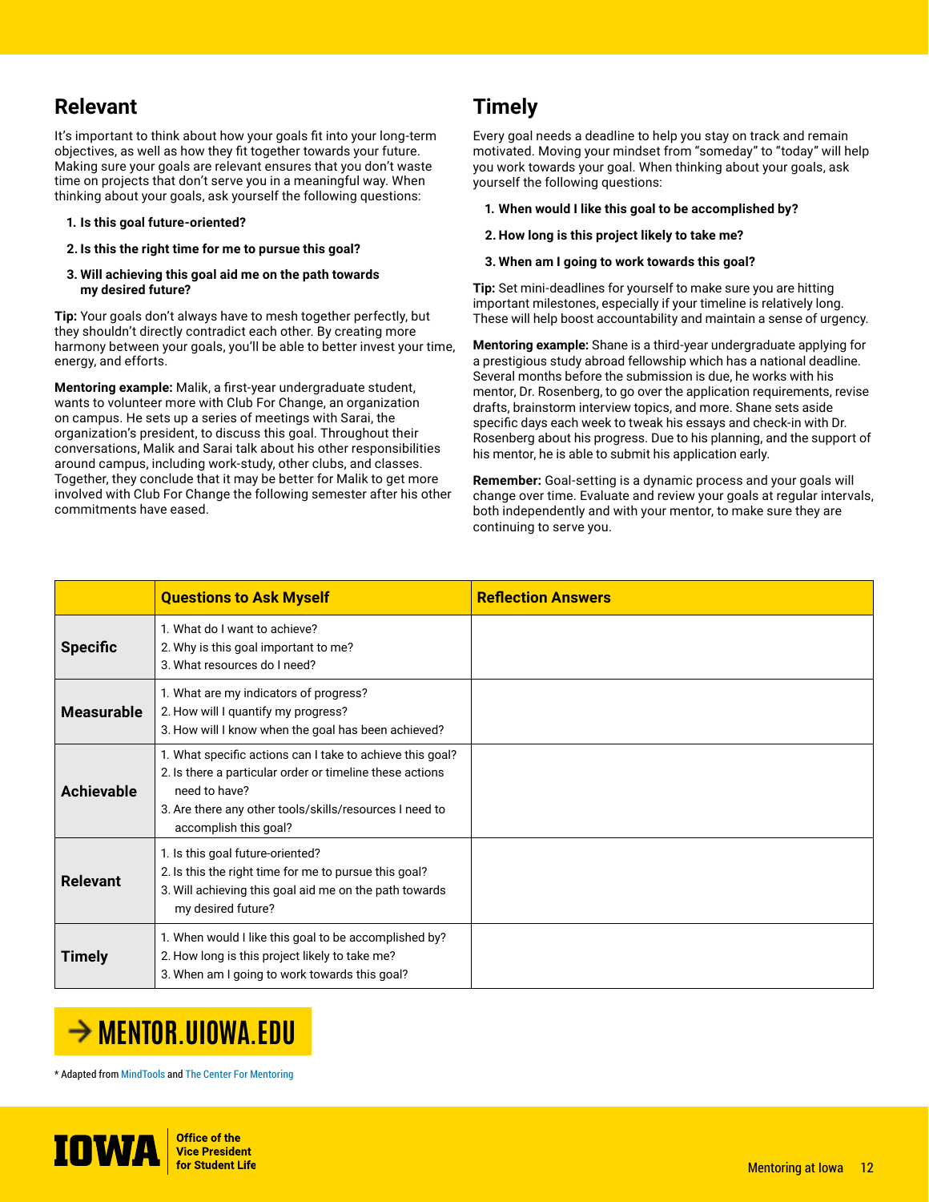## Relevant

It's important to think about how your goals fit into your long-term objectives, as well as how they fit together towards your future. Making sure your goals are relevant ensures that you don't waste time on projects that don't serve you in a meaningful way. When thinking about your goals, ask yourself the following questions:

1. **Is this goal future-oriented?**
2. **Is this the right time for me to pursue this goal?**
3. **Will achieving this goal aid me on the path towards my desired future?**

**Tip:** Your goals don't always have to mesh together perfectly, but they shouldn't directly contradict each other. By creating more harmony between your goals, you'll be able to better invest your time, energy, and efforts.

**Mentoring example:** Malik, a first-year undergraduate student, wants to volunteer more with Club For Change, an organization on campus. He sets up a series of meetings with Sarai, the organization's president, to discuss this goal. Throughout their conversations, Malik and Sarai talk about his other responsibilities around campus, including work-study, other clubs, and classes. Together, they conclude that it may be better for Malik to get more involved with Club For Change the following semester after his other commitments have eased.

## Timely

Every goal needs a deadline to help you stay on track and remain motivated. Moving your mindset from "someday" to "today" will help you work towards your goal. When thinking about your goals, ask yourself the following questions:

1. **When would I like this goal to be accomplished by?**
2. **How long is this project likely to take me?**
3. **When am I going to work towards this goal?**

**Tip:** Set mini-deadlines for yourself to make sure you are hitting important milestones, especially if your timeline is relatively long. These will help boost accountability and maintain a sense of urgency.

**Mentoring example:** Shane is a third-year undergraduate applying for a prestigious study abroad fellowship which has a national deadline. Several months before the submission is due, he works with his mentor, Dr. Rosenberg, to go over the application requirements, revise drafts, brainstorm interview topics, and more. Shane sets aside specific days each week to tweak his essays and check-in with Dr. Rosenberg about his progress. Due to his planning, and the support of his mentor, he is able to submit his application early.

**Remember:** Goal-setting is a dynamic process and your goals will change over time. Evaluate and review your goals at regular intervals, both independently and with your mentor, to make sure they are continuing to serve you.

| | Questions to Ask Myself | Reflection Answers |
|---|---|---|
| **Specific** | 1. What do I want to achieve?<br>2. Why is this goal important to me?<br>3. What resources do I need? | |
| **Measurable** | 1. What are my indicators of progress?<br>2. How will I quantify my progress?<br>3. How will I know when the goal has been achieved? | |
| **Achievable** | 1. What specific actions can I take to achieve this goal?<br>2. Is there a particular order or timeline these actions need to have?<br>3. Are there any other tools/skills/resources I need to accomplish this goal? | |
| **Relevant** | 1. Is this goal future-oriented?<br>2. Is this the right time for me to pursue this goal?<br>3. Will achieving this goal aid me on the path towards my desired future? | |
| **Timely** | 1. When would I like this goal to be accomplished by?<br>2. How long is this project likely to take me?<br>3. When am I going to work towards this goal? | |

**→ MENTOR.UIOWA.EDU**

* Adapted from MindTools and The Center For Mentoring